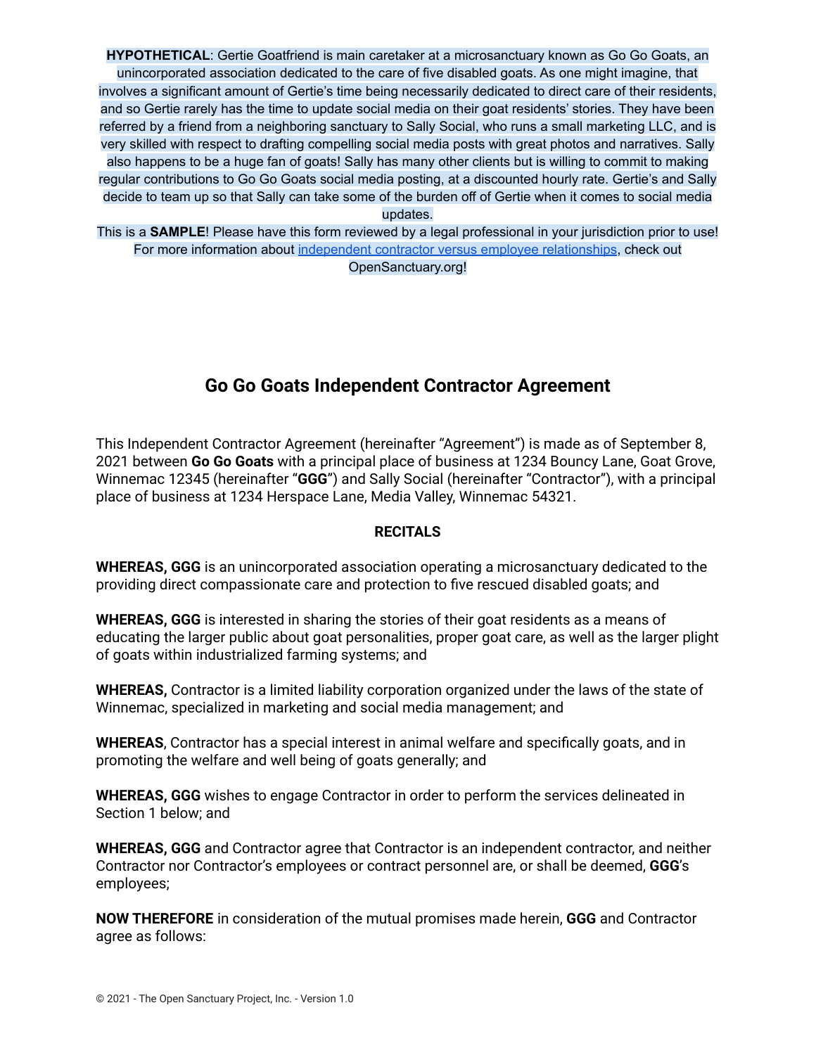**HYPOTHETICAL**: Gertie Goatfriend is main caretaker at a microsanctuary known as Go Go Goats, an unincorporated association dedicated to the care of five disabled goats. As one might imagine, that involves a significant amount of Gertie's time being necessarily dedicated to direct care of their residents, and so Gertie rarely has the time to update social media on their goat residents' stories. They have been referred by a friend from a neighboring sanctuary to Sally Social, who runs a small marketing LLC, and is very skilled with respect to drafting compelling social media posts with great photos and narratives. Sally also happens to be a huge fan of goats! Sally has many other clients but is willing to commit to making regular contributions to Go Go Goats social media posting, at a discounted hourly rate. Gertie's and Sally decide to team up so that Sally can take some of the burden off of Gertie when it comes to social media updates.

This is a **SAMPLE**! Please have this form reviewed by a legal professional in your jurisdiction prior to use! For more information about [independent contractor versus employee relationships](), check out OpenSanctuary.org!

# Go Go Goats Independent Contractor Agreement

This Independent Contractor Agreement (hereinafter "Agreement") is made as of September 8, 2021 between **Go Go Goats** with a principal place of business at 1234 Bouncy Lane, Goat Grove, Winnemac 12345 (hereinafter "**GGG**") and Sally Social (hereinafter "Contractor"), with a principal place of business at 1234 Herspace Lane, Media Valley, Winnemac 54321.

**RECITALS**

**WHEREAS, GGG** is an unincorporated association operating a microsanctuary dedicated to the providing direct compassionate care and protection to five rescued disabled goats; and

**WHEREAS, GGG** is interested in sharing the stories of their goat residents as a means of educating the larger public about goat personalities, proper goat care, as well as the larger plight of goats within industrialized farming systems; and

**WHEREAS,** Contractor is a limited liability corporation organized under the laws of the state of Winnemac, specialized in marketing and social media management; and

**WHEREAS**, Contractor has a special interest in animal welfare and specifically goats, and in promoting the welfare and well being of goats generally; and

**WHEREAS, GGG** wishes to engage Contractor in order to perform the services delineated in Section 1 below; and

**WHEREAS, GGG** and Contractor agree that Contractor is an independent contractor, and neither Contractor nor Contractor's employees or contract personnel are, or shall be deemed, **GGG**'s employees;

**NOW THEREFORE** in consideration of the mutual promises made herein, **GGG** and Contractor agree as follows:

© 2021 - The Open Sanctuary Project, Inc. - Version 1.0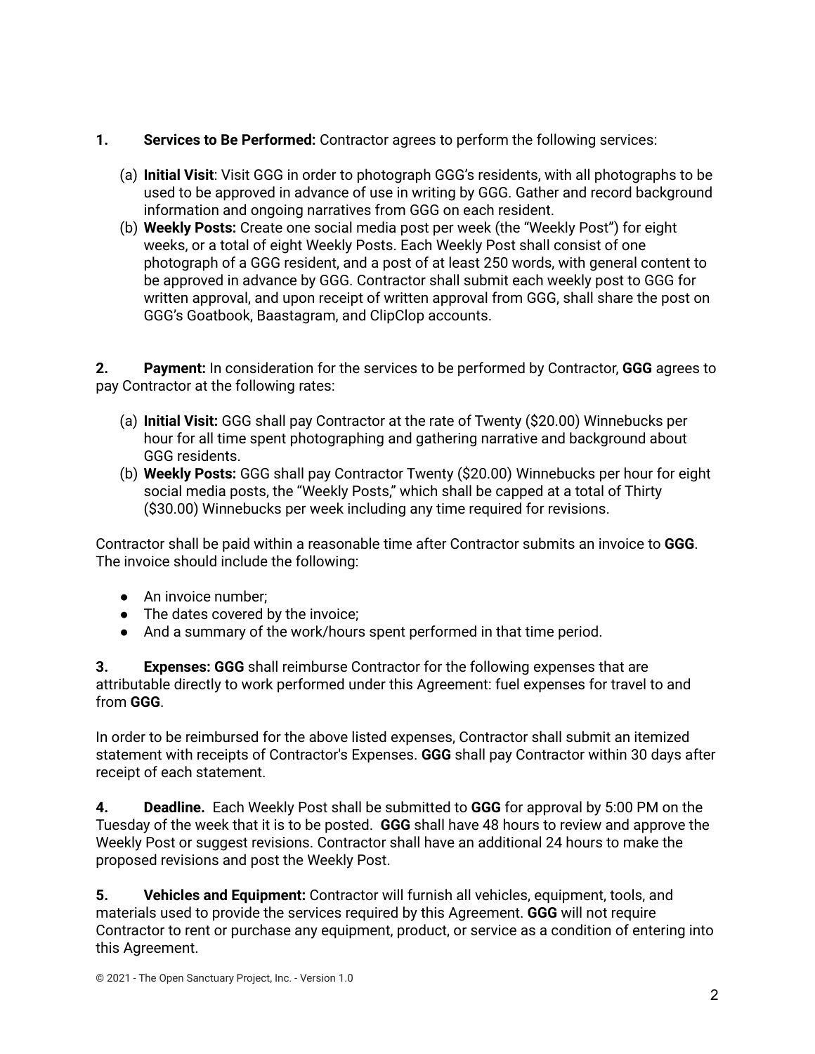**1. Services to Be Performed:** Contractor agrees to perform the following services:

(a) **Initial Visit**: Visit GGG in order to photograph GGG's residents, with all photographs to be used to be approved in advance of use in writing by GGG. Gather and record background information and ongoing narratives from GGG on each resident.

(b) **Weekly Posts:** Create one social media post per week (the "Weekly Post") for eight weeks, or a total of eight Weekly Posts. Each Weekly Post shall consist of one photograph of a GGG resident, and a post of at least 250 words, with general content to be approved in advance by GGG. Contractor shall submit each weekly post to GGG for written approval, and upon receipt of written approval from GGG, shall share the post on GGG's Goatbook, Baastagram, and ClipClop accounts.

**2. Payment:** In consideration for the services to be performed by Contractor, **GGG** agrees to pay Contractor at the following rates:

(a) **Initial Visit:** GGG shall pay Contractor at the rate of Twenty ($20.00) Winnebucks per hour for all time spent photographing and gathering narrative and background about GGG residents.

(b) **Weekly Posts:** GGG shall pay Contractor Twenty ($20.00) Winnebucks per hour for eight social media posts, the "Weekly Posts," which shall be capped at a total of Thirty ($30.00) Winnebucks per week including any time required for revisions.

Contractor shall be paid within a reasonable time after Contractor submits an invoice to **GGG**. The invoice should include the following:

- An invoice number;
- The dates covered by the invoice;
- And a summary of the work/hours spent performed in that time period.

**3. Expenses: GGG** shall reimburse Contractor for the following expenses that are attributable directly to work performed under this Agreement: fuel expenses for travel to and from **GGG**.

In order to be reimbursed for the above listed expenses, Contractor shall submit an itemized statement with receipts of Contractor's Expenses. **GGG** shall pay Contractor within 30 days after receipt of each statement.

**4. Deadline.** Each Weekly Post shall be submitted to **GGG** for approval by 5:00 PM on the Tuesday of the week that it is to be posted. **GGG** shall have 48 hours to review and approve the Weekly Post or suggest revisions. Contractor shall have an additional 24 hours to make the proposed revisions and post the Weekly Post.

**5. Vehicles and Equipment:** Contractor will furnish all vehicles, equipment, tools, and materials used to provide the services required by this Agreement. **GGG** will not require Contractor to rent or purchase any equipment, product, or service as a condition of entering into this Agreement.

© 2021 - The Open Sanctuary Project, Inc. - Version 1.0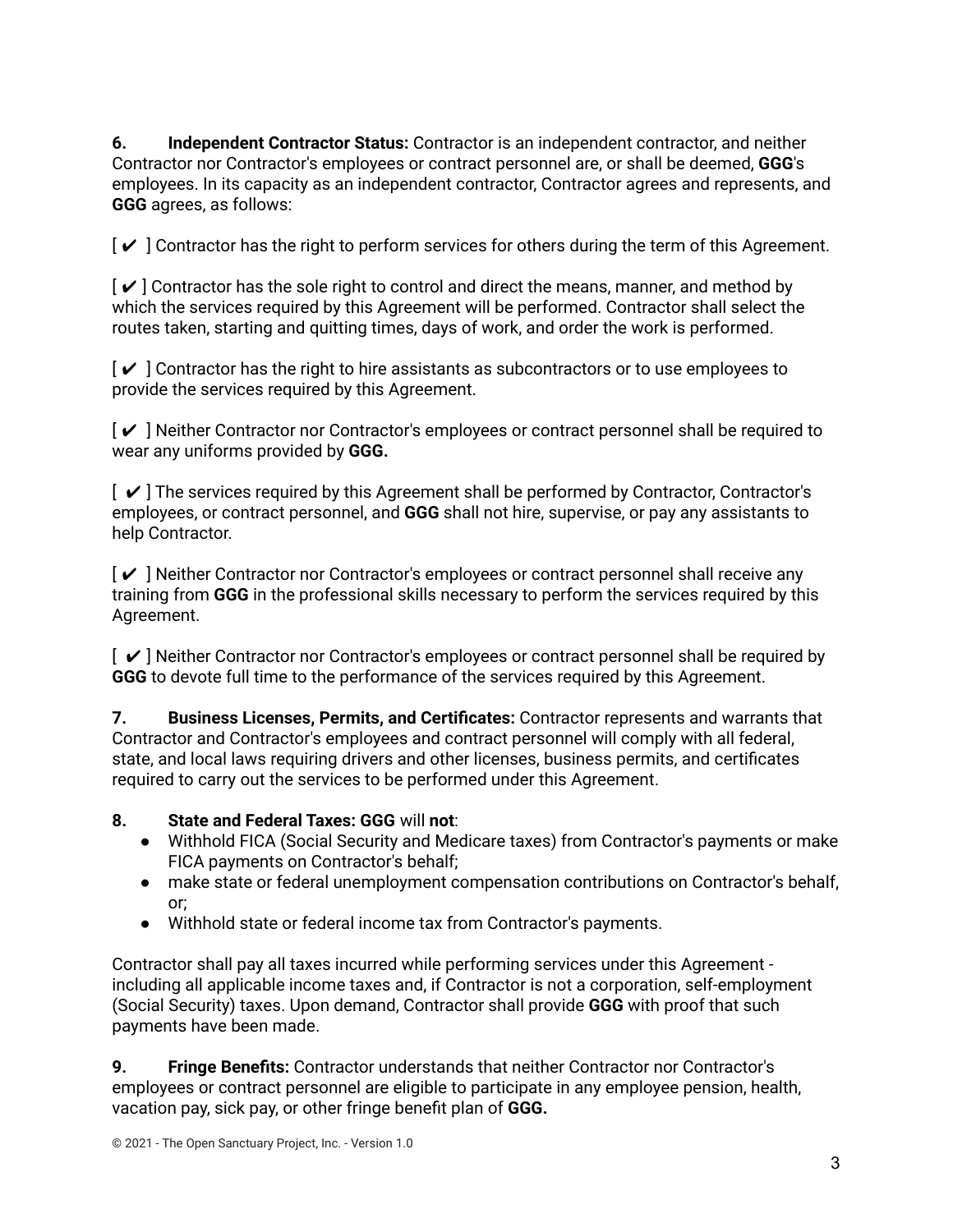**6. Independent Contractor Status:** Contractor is an independent contractor, and neither Contractor nor Contractor's employees or contract personnel are, or shall be deemed, **GGG**'s employees. In its capacity as an independent contractor, Contractor agrees and represents, and **GGG** agrees, as follows:

[ ✔ ] Contractor has the right to perform services for others during the term of this Agreement.

[ ✔ ] Contractor has the sole right to control and direct the means, manner, and method by which the services required by this Agreement will be performed. Contractor shall select the routes taken, starting and quitting times, days of work, and order the work is performed.

[ ✔ ] Contractor has the right to hire assistants as subcontractors or to use employees to provide the services required by this Agreement.

[ ✔ ] Neither Contractor nor Contractor's employees or contract personnel shall be required to wear any uniforms provided by **GGG.**

[ ✔ ] The services required by this Agreement shall be performed by Contractor, Contractor's employees, or contract personnel, and **GGG** shall not hire, supervise, or pay any assistants to help Contractor.

[ ✔ ] Neither Contractor nor Contractor's employees or contract personnel shall receive any training from **GGG** in the professional skills necessary to perform the services required by this Agreement.

[ ✔ ] Neither Contractor nor Contractor's employees or contract personnel shall be required by **GGG** to devote full time to the performance of the services required by this Agreement.

**7. Business Licenses, Permits, and Certificates:** Contractor represents and warrants that Contractor and Contractor's employees and contract personnel will comply with all federal, state, and local laws requiring drivers and other licenses, business permits, and certificates required to carry out the services to be performed under this Agreement.

**8. State and Federal Taxes: GGG** will **not**:

- Withhold FICA (Social Security and Medicare taxes) from Contractor's payments or make FICA payments on Contractor's behalf;
- make state or federal unemployment compensation contributions on Contractor's behalf, or;
- Withhold state or federal income tax from Contractor's payments.

Contractor shall pay all taxes incurred while performing services under this Agreement - including all applicable income taxes and, if Contractor is not a corporation, self-employment (Social Security) taxes. Upon demand, Contractor shall provide **GGG** with proof that such payments have been made.

**9. Fringe Benefits:** Contractor understands that neither Contractor nor Contractor's employees or contract personnel are eligible to participate in any employee pension, health, vacation pay, sick pay, or other fringe benefit plan of **GGG.**

© 2021 - The Open Sanctuary Project, Inc. - Version 1.0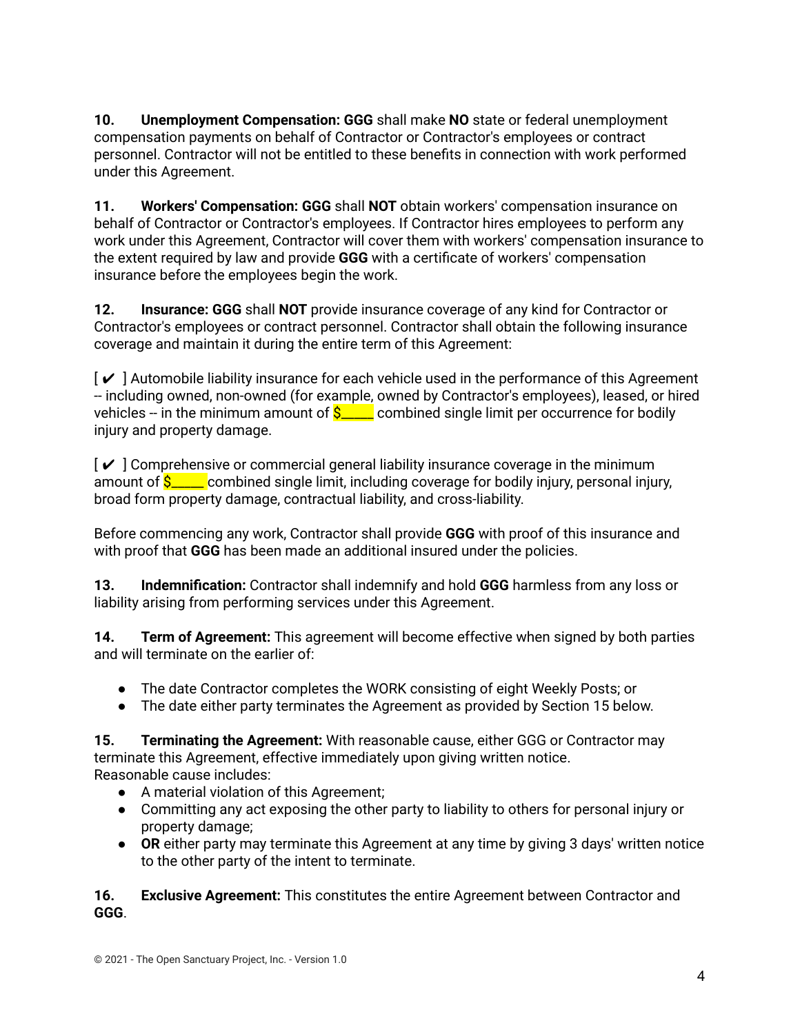**10. Unemployment Compensation: GGG** shall make **NO** state or federal unemployment compensation payments on behalf of Contractor or Contractor's employees or contract personnel. Contractor will not be entitled to these benefits in connection with work performed under this Agreement.

**11. Workers' Compensation: GGG** shall **NOT** obtain workers' compensation insurance on behalf of Contractor or Contractor's employees. If Contractor hires employees to perform any work under this Agreement, Contractor will cover them with workers' compensation insurance to the extent required by law and provide **GGG** with a certificate of workers' compensation insurance before the employees begin the work.

**12. Insurance: GGG** shall **NOT** provide insurance coverage of any kind for Contractor or Contractor's employees or contract personnel. Contractor shall obtain the following insurance coverage and maintain it during the entire term of this Agreement:

[ ✔ ] Automobile liability insurance for each vehicle used in the performance of this Agreement -- including owned, non-owned (for example, owned by Contractor's employees), leased, or hired vehicles -- in the minimum amount of $_____ combined single limit per occurrence for bodily injury and property damage.

[ ✔ ] Comprehensive or commercial general liability insurance coverage in the minimum amount of $_____ combined single limit, including coverage for bodily injury, personal injury, broad form property damage, contractual liability, and cross-liability.

Before commencing any work, Contractor shall provide **GGG** with proof of this insurance and with proof that **GGG** has been made an additional insured under the policies.

**13. Indemnification:** Contractor shall indemnify and hold **GGG** harmless from any loss or liability arising from performing services under this Agreement.

**14. Term of Agreement:** This agreement will become effective when signed by both parties and will terminate on the earlier of:

- The date Contractor completes the WORK consisting of eight Weekly Posts; or
- The date either party terminates the Agreement as provided by Section 15 below.

**15. Terminating the Agreement:** With reasonable cause, either GGG or Contractor may terminate this Agreement, effective immediately upon giving written notice.
Reasonable cause includes:

- A material violation of this Agreement;
- Committing any act exposing the other party to liability to others for personal injury or property damage;
- **OR** either party may terminate this Agreement at any time by giving 3 days' written notice to the other party of the intent to terminate.

**16. Exclusive Agreement:** This constitutes the entire Agreement between Contractor and **GGG**.

© 2021 - The Open Sanctuary Project, Inc. - Version 1.0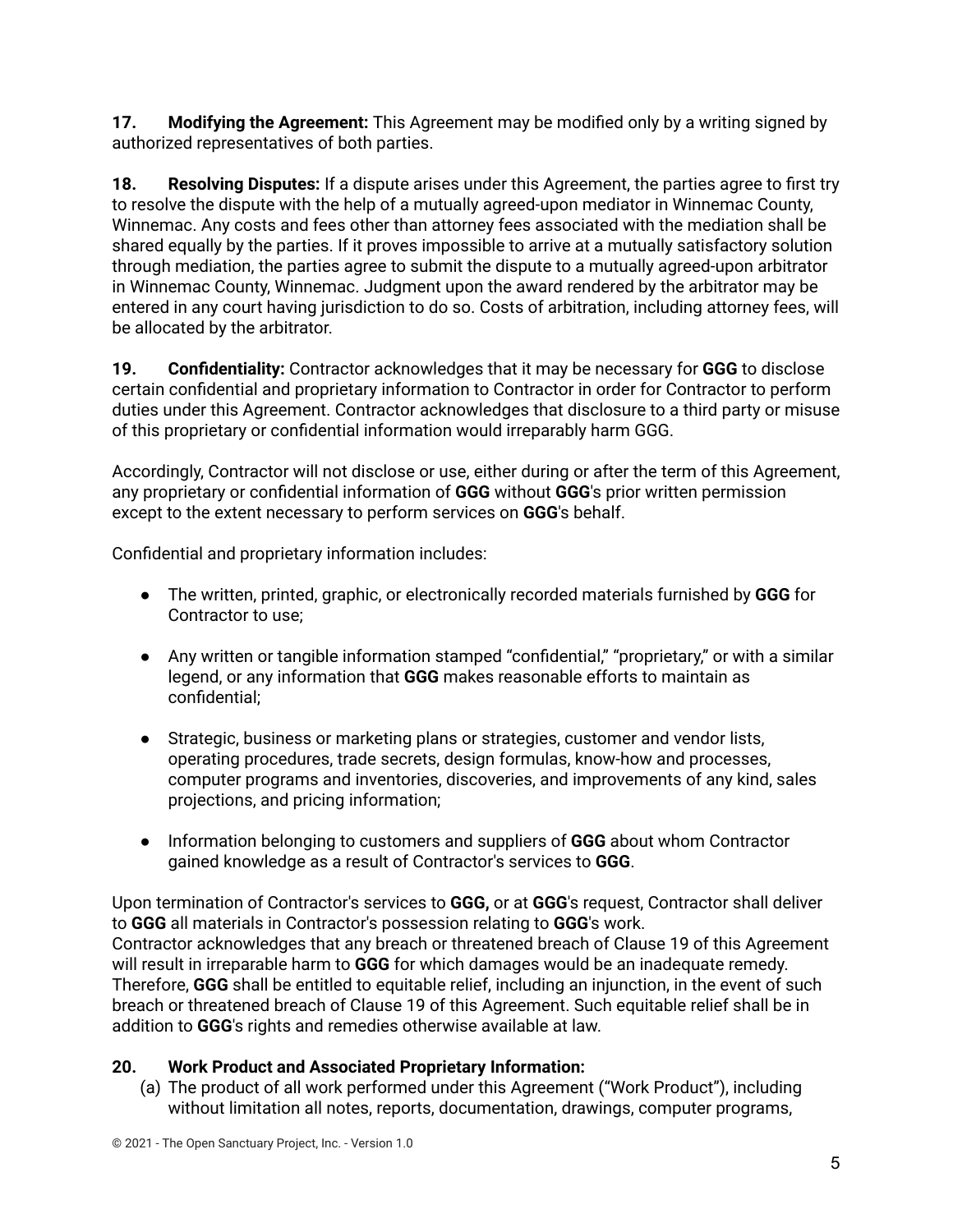**17. Modifying the Agreement:** This Agreement may be modified only by a writing signed by authorized representatives of both parties.

**18. Resolving Disputes:** If a dispute arises under this Agreement, the parties agree to first try to resolve the dispute with the help of a mutually agreed-upon mediator in Winnemac County, Winnemac. Any costs and fees other than attorney fees associated with the mediation shall be shared equally by the parties. If it proves impossible to arrive at a mutually satisfactory solution through mediation, the parties agree to submit the dispute to a mutually agreed-upon arbitrator in Winnemac County, Winnemac. Judgment upon the award rendered by the arbitrator may be entered in any court having jurisdiction to do so. Costs of arbitration, including attorney fees, will be allocated by the arbitrator.

**19. Confidentiality:** Contractor acknowledges that it may be necessary for **GGG** to disclose certain confidential and proprietary information to Contractor in order for Contractor to perform duties under this Agreement. Contractor acknowledges that disclosure to a third party or misuse of this proprietary or confidential information would irreparably harm GGG.

Accordingly, Contractor will not disclose or use, either during or after the term of this Agreement, any proprietary or confidential information of **GGG** without **GGG**'s prior written permission except to the extent necessary to perform services on **GGG**'s behalf.

Confidential and proprietary information includes:

- The written, printed, graphic, or electronically recorded materials furnished by **GGG** for Contractor to use;
- Any written or tangible information stamped "confidential," "proprietary," or with a similar legend, or any information that **GGG** makes reasonable efforts to maintain as confidential;
- Strategic, business or marketing plans or strategies, customer and vendor lists, operating procedures, trade secrets, design formulas, know-how and processes, computer programs and inventories, discoveries, and improvements of any kind, sales projections, and pricing information;
- Information belonging to customers and suppliers of **GGG** about whom Contractor gained knowledge as a result of Contractor's services to **GGG**.

Upon termination of Contractor's services to **GGG,** or at **GGG**'s request, Contractor shall deliver to **GGG** all materials in Contractor's possession relating to **GGG**'s work.
Contractor acknowledges that any breach or threatened breach of Clause 19 of this Agreement will result in irreparable harm to **GGG** for which damages would be an inadequate remedy. Therefore, **GGG** shall be entitled to equitable relief, including an injunction, in the event of such breach or threatened breach of Clause 19 of this Agreement. Such equitable relief shall be in addition to **GGG**'s rights and remedies otherwise available at law.

**20. Work Product and Associated Proprietary Information:**

(a) The product of all work performed under this Agreement ("Work Product"), including without limitation all notes, reports, documentation, drawings, computer programs,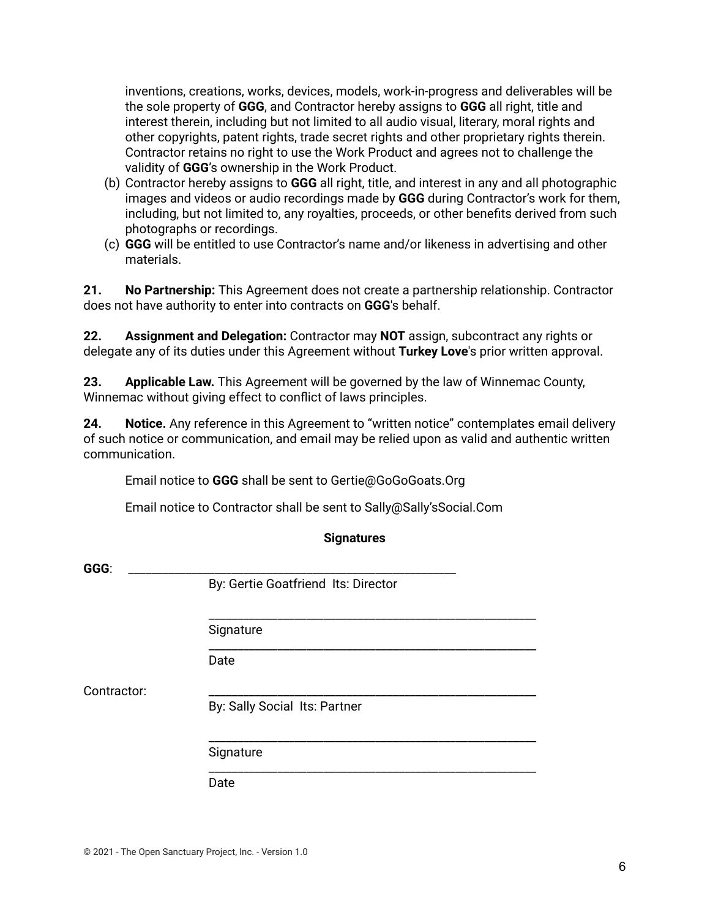inventions, creations, works, devices, models, work-in-progress and deliverables will be the sole property of **GGG**, and Contractor hereby assigns to **GGG** all right, title and interest therein, including but not limited to all audio visual, literary, moral rights and other copyrights, patent rights, trade secret rights and other proprietary rights therein. Contractor retains no right to use the Work Product and agrees not to challenge the validity of **GGG**'s ownership in the Work Product.

(b) Contractor hereby assigns to **GGG** all right, title, and interest in any and all photographic images and videos or audio recordings made by **GGG** during Contractor's work for them, including, but not limited to, any royalties, proceeds, or other benefits derived from such photographs or recordings.

(c) **GGG** will be entitled to use Contractor's name and/or likeness in advertising and other materials.

**21. No Partnership:** This Agreement does not create a partnership relationship. Contractor does not have authority to enter into contracts on **GGG**'s behalf.

**22. Assignment and Delegation:** Contractor may **NOT** assign, subcontract any rights or delegate any of its duties under this Agreement without **Turkey Love**'s prior written approval.

**23. Applicable Law.** This Agreement will be governed by the law of Winnemac County, Winnemac without giving effect to conflict of laws principles.

**24. Notice.** Any reference in this Agreement to "written notice" contemplates email delivery of such notice or communication, and email may be relied upon as valid and authentic written communication.

Email notice to **GGG** shall be sent to Gertie@GoGoGoats.Org

Email notice to Contractor shall be sent to Sally@Sally'sSocial.Com

**Signatures**

**GGG**: ______________________________________________

By: Gertie Goatfriend Its: Director

______________________________________________

Signature

______________________________________________

Date

Contractor: ______________________________________________

By: Sally Social Its: Partner

______________________________________________

Signature

______________________________________________

Date

© 2021 - The Open Sanctuary Project, Inc. - Version 1.0